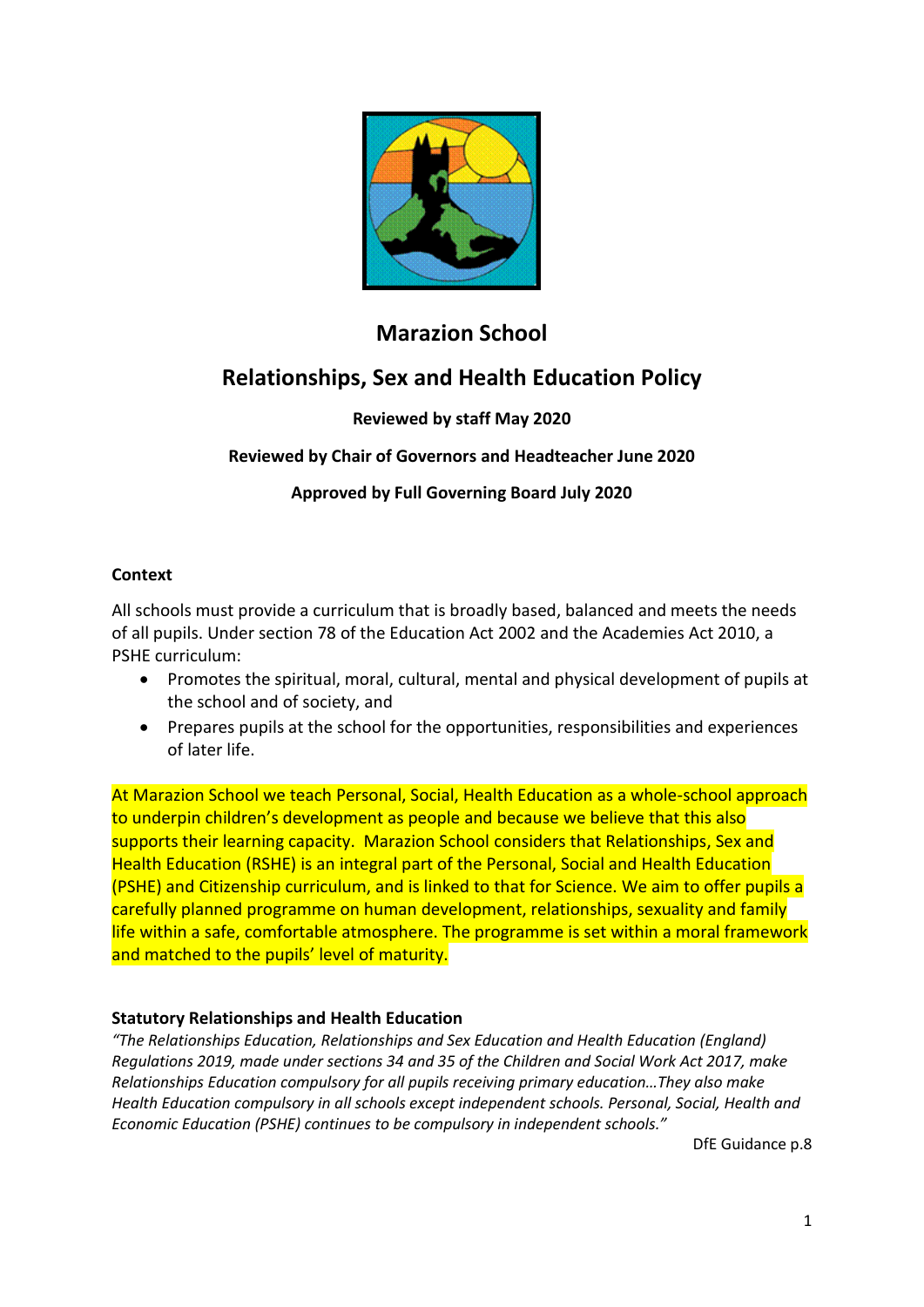# Marazion School

## Relationships, Sex and Health Education Policy

**Reviewed by staff May 2020**

**Reviewed by Chair of Governors and Headteacher June 2020**

**Approved by Full Governing Board July 2020**

### Context

All schools must provide a curriculum that is broadly based, balanced and meets the needs of all pupils. Under section 78 of the Education Act 2002 and the Academies Act 2010, a PSHE curriculum:

- Promotes the spiritual, moral, cultural, mental and physical development of pupils at the school and of society, and
- Prepares pupils at the school for the opportunities, responsibilities and experiences of later life.

At Marazion School we teach Personal, Social, Health Education as a whole-school approach to underpin children's development as people and because we believe that this also supports their learning capacity. Marazion School considers that Relationships, Sex and Health Education (RSHE) is an integral part of the Personal, Social and Health Education (PSHE) and Citizenship curriculum, and is linked to that for Science. We aim to offer pupils a carefully planned programme on human development, relationships, sexuality and family life within a safe, comfortable atmosphere. The programme is set within a moral framework and matched to the pupils' level of maturity.

### Statutory Relationships and Health Education

*"The Relationships Education, Relationships and Sex Education and Health Education (England) Regulations 2019, made under sections 34 and 35 of the Children and Social Work Act 2017, make Relationships Education compulsory for all pupils receiving primary education…They also make Health Education compulsory in all schools except independent schools. Personal, Social, Health and Economic Education (PSHE) continues to be compulsory in independent schools."*

DfE Guidance p.8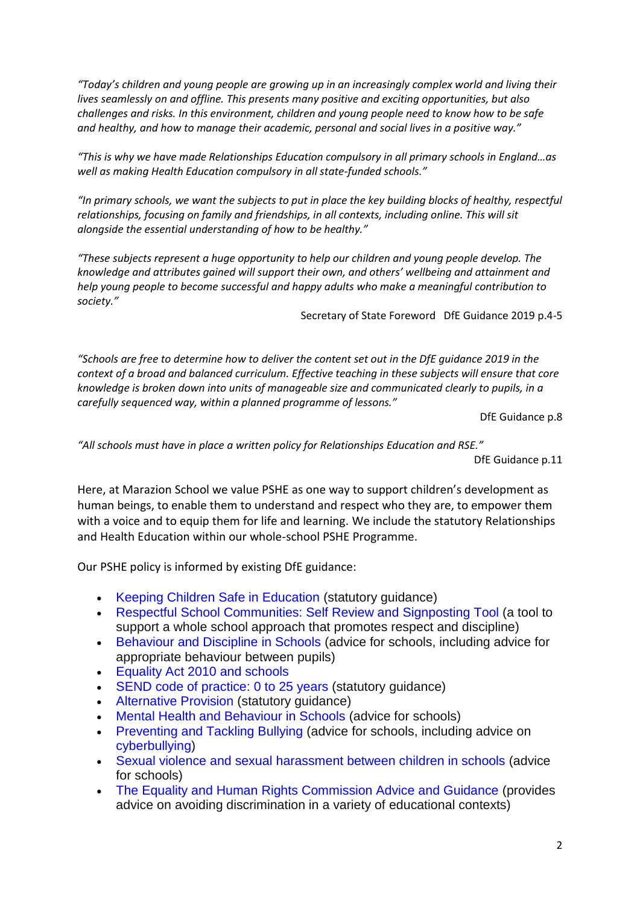*"Today's children and young people are growing up in an increasingly complex world and living their lives seamlessly on and offline. This presents many positive and exciting opportunities, but also challenges and risks. In this environment, children and young people need to know how to be safe and healthy, and how to manage their academic, personal and social lives in a positive way."*

*"This is why we have made Relationships Education compulsory in all primary schools in England…as well as making Health Education compulsory in all state-funded schools."*

*"In primary schools, we want the subjects to put in place the key building blocks of healthy, respectful relationships, focusing on family and friendships, in all contexts, including online. This will sit alongside the essential understanding of how to be healthy."*

*"These subjects represent a huge opportunity to help our children and young people develop. The knowledge and attributes gained will support their own, and others' wellbeing and attainment and help young people to become successful and happy adults who make a meaningful contribution to society."*

Secretary of State Foreword DfE Guidance 2019 p.4-5

*"Schools are free to determine how to deliver the content set out in the DfE guidance 2019 in the context of a broad and balanced curriculum. Effective teaching in these subjects will ensure that core knowledge is broken down into units of manageable size and communicated clearly to pupils, in a carefully sequenced way, within a planned programme of lessons."*

DfE Guidance p.8

*"All schools must have in place a written policy for Relationships Education and RSE."*

DfE Guidance p.11

Here, at Marazion School we value PSHE as one way to support children's development as human beings, to enable them to understand and respect who they are, to empower them with a voice and to equip them for life and learning. We include the statutory Relationships and Health Education within our whole-school PSHE Programme.

Our PSHE policy is informed by existing DfE guidance:

- Keeping Children Safe in Education (statutory guidance)
- Respectful School Communities: Self Review and Signposting Tool (a tool to support a whole school approach that promotes respect and discipline)
- Behaviour and Discipline in Schools (advice for schools, including advice for appropriate behaviour between pupils)
- Equality Act 2010 and schools
- SEND code of practice: 0 to 25 years (statutory guidance)
- Alternative Provision (statutory guidance)
- Mental Health and Behaviour in Schools (advice for schools)
- Preventing and Tackling Bullying (advice for schools, including advice on cyberbullying)
- Sexual violence and sexual harassment between children in schools (advice for schools)
- The Equality and Human Rights Commission Advice and Guidance (provides advice on avoiding discrimination in a variety of educational contexts)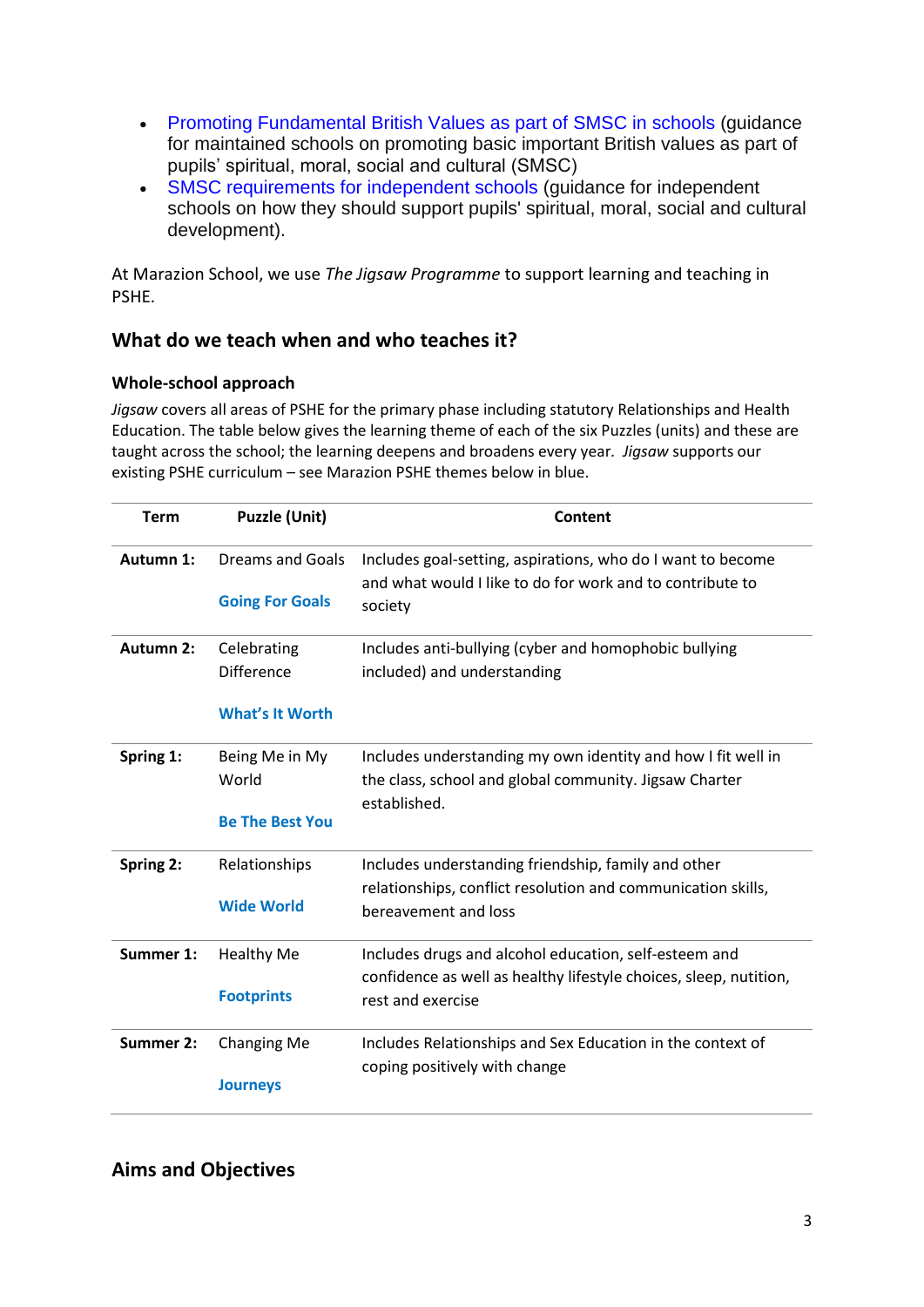- Promoting Fundamental British Values as part of SMSC in schools (guidance for maintained schools on promoting basic important British values as part of pupils' spiritual, moral, social and cultural (SMSC)
- SMSC requirements for independent schools (guidance for independent schools on how they should support pupils' spiritual, moral, social and cultural development).

At Marazion School, we use *The Jigsaw Programme* to support learning and teaching in PSHE.

## What do we teach when and who teaches it?

### Whole-school approach

*Jigsaw* covers all areas of PSHE for the primary phase including statutory Relationships and Health Education. The table below gives the learning theme of each of the six Puzzles (units) and these are taught across the school; the learning deepens and broadens every year. *Jigsaw* supports our existing PSHE curriculum – see Marazion PSHE themes below in blue.

| Term | Puzzle (Unit) | Content |
|---|---|---|
| **Autumn 1:** | Dreams and Goals<br>**Going For Goals** | Includes goal-setting, aspirations, who do I want to become and what would I like to do for work and to contribute to society |
| **Autumn 2:** | Celebrating Difference<br>**What's It Worth** | Includes anti-bullying (cyber and homophobic bullying included) and understanding |
| **Spring 1:** | Being Me in My World<br>**Be The Best You** | Includes understanding my own identity and how I fit well in the class, school and global community. Jigsaw Charter established. |
| **Spring 2:** | Relationships<br>**Wide World** | Includes understanding friendship, family and other relationships, conflict resolution and communication skills, bereavement and loss |
| **Summer 1:** | Healthy Me<br>**Footprints** | Includes drugs and alcohol education, self-esteem and confidence as well as healthy lifestyle choices, sleep, nutrition, rest and exercise |
| **Summer 2:** | Changing Me<br>**Journeys** | Includes Relationships and Sex Education in the context of coping positively with change |

## Aims and Objectives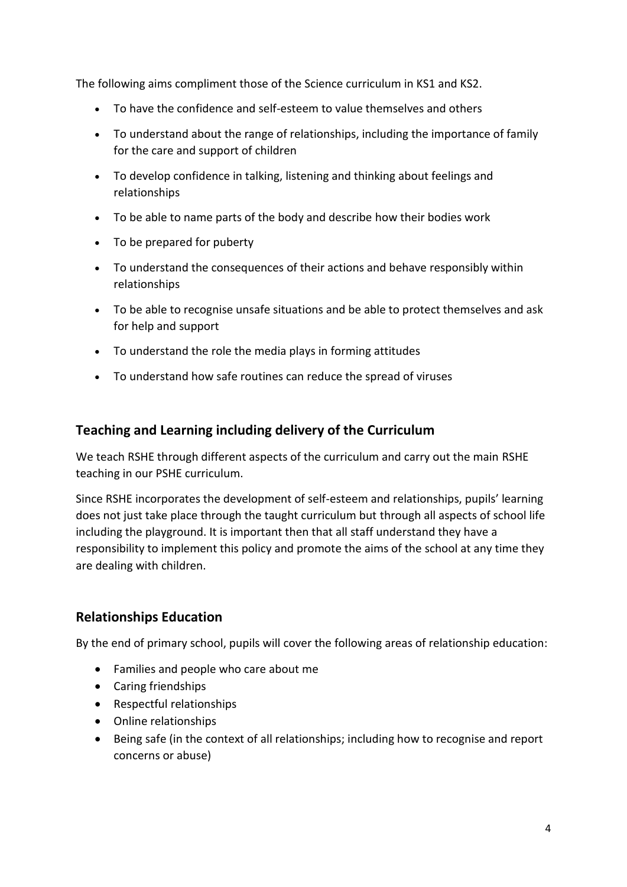The following aims compliment those of the Science curriculum in KS1 and KS2.

- To have the confidence and self-esteem to value themselves and others
- To understand about the range of relationships, including the importance of family for the care and support of children
- To develop confidence in talking, listening and thinking about feelings and relationships
- To be able to name parts of the body and describe how their bodies work
- To be prepared for puberty
- To understand the consequences of their actions and behave responsibly within relationships
- To be able to recognise unsafe situations and be able to protect themselves and ask for help and support
- To understand the role the media plays in forming attitudes
- To understand how safe routines can reduce the spread of viruses

## Teaching and Learning including delivery of the Curriculum

We teach RSHE through different aspects of the curriculum and carry out the main RSHE teaching in our PSHE curriculum.

Since RSHE incorporates the development of self-esteem and relationships, pupils' learning does not just take place through the taught curriculum but through all aspects of school life including the playground. It is important then that all staff understand they have a responsibility to implement this policy and promote the aims of the school at any time they are dealing with children.

## Relationships Education

By the end of primary school, pupils will cover the following areas of relationship education:

- Families and people who care about me
- Caring friendships
- Respectful relationships
- Online relationships
- Being safe (in the context of all relationships; including how to recognise and report concerns or abuse)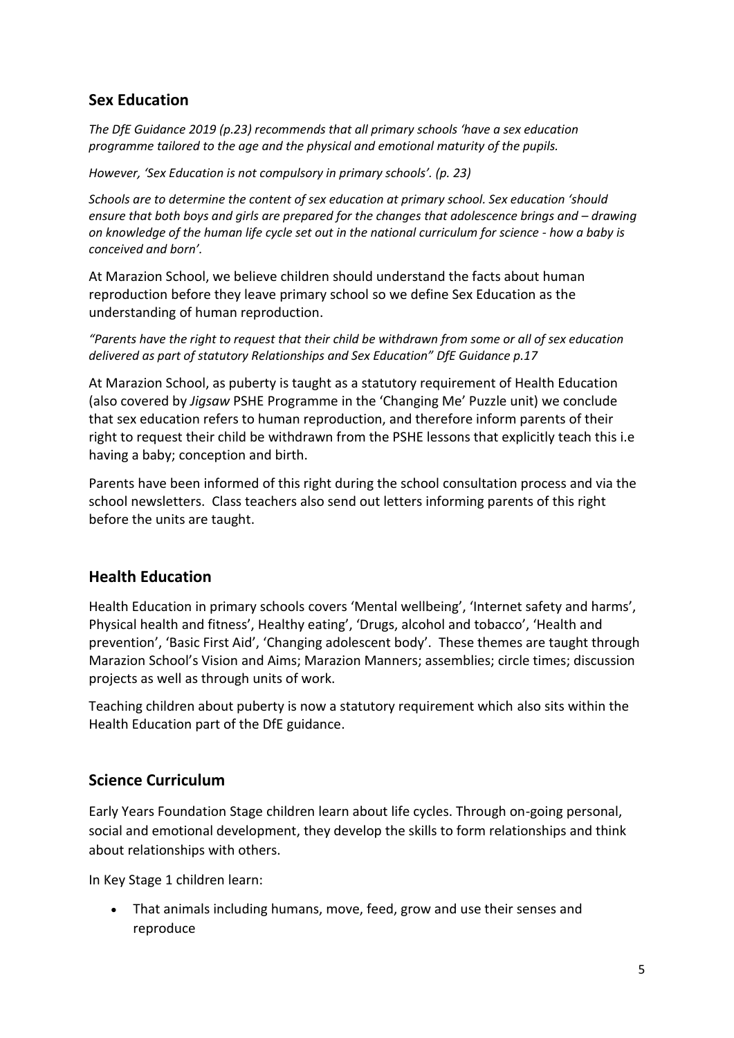## Sex Education

*The DfE Guidance 2019 (p.23) recommends that all primary schools 'have a sex education programme tailored to the age and the physical and emotional maturity of the pupils.*

*However, 'Sex Education is not compulsory in primary schools'. (p. 23)*

*Schools are to determine the content of sex education at primary school. Sex education 'should ensure that both boys and girls are prepared for the changes that adolescence brings and – drawing on knowledge of the human life cycle set out in the national curriculum for science - how a baby is conceived and born'.*

At Marazion School, we believe children should understand the facts about human reproduction before they leave primary school so we define Sex Education as the understanding of human reproduction.

*"Parents have the right to request that their child be withdrawn from some or all of sex education delivered as part of statutory Relationships and Sex Education" DfE Guidance p.17*

At Marazion School, as puberty is taught as a statutory requirement of Health Education (also covered by *Jigsaw* PSHE Programme in the 'Changing Me' Puzzle unit) we conclude that sex education refers to human reproduction, and therefore inform parents of their right to request their child be withdrawn from the PSHE lessons that explicitly teach this i.e having a baby; conception and birth.

Parents have been informed of this right during the school consultation process and via the school newsletters. Class teachers also send out letters informing parents of this right before the units are taught.

## Health Education

Health Education in primary schools covers 'Mental wellbeing', 'Internet safety and harms', Physical health and fitness', Healthy eating', 'Drugs, alcohol and tobacco', 'Health and prevention', 'Basic First Aid', 'Changing adolescent body'. These themes are taught through Marazion School's Vision and Aims; Marazion Manners; assemblies; circle times; discussion projects as well as through units of work.

Teaching children about puberty is now a statutory requirement which also sits within the Health Education part of the DfE guidance.

## Science Curriculum

Early Years Foundation Stage children learn about life cycles. Through on-going personal, social and emotional development, they develop the skills to form relationships and think about relationships with others.

In Key Stage 1 children learn:

- That animals including humans, move, feed, grow and use their senses and reproduce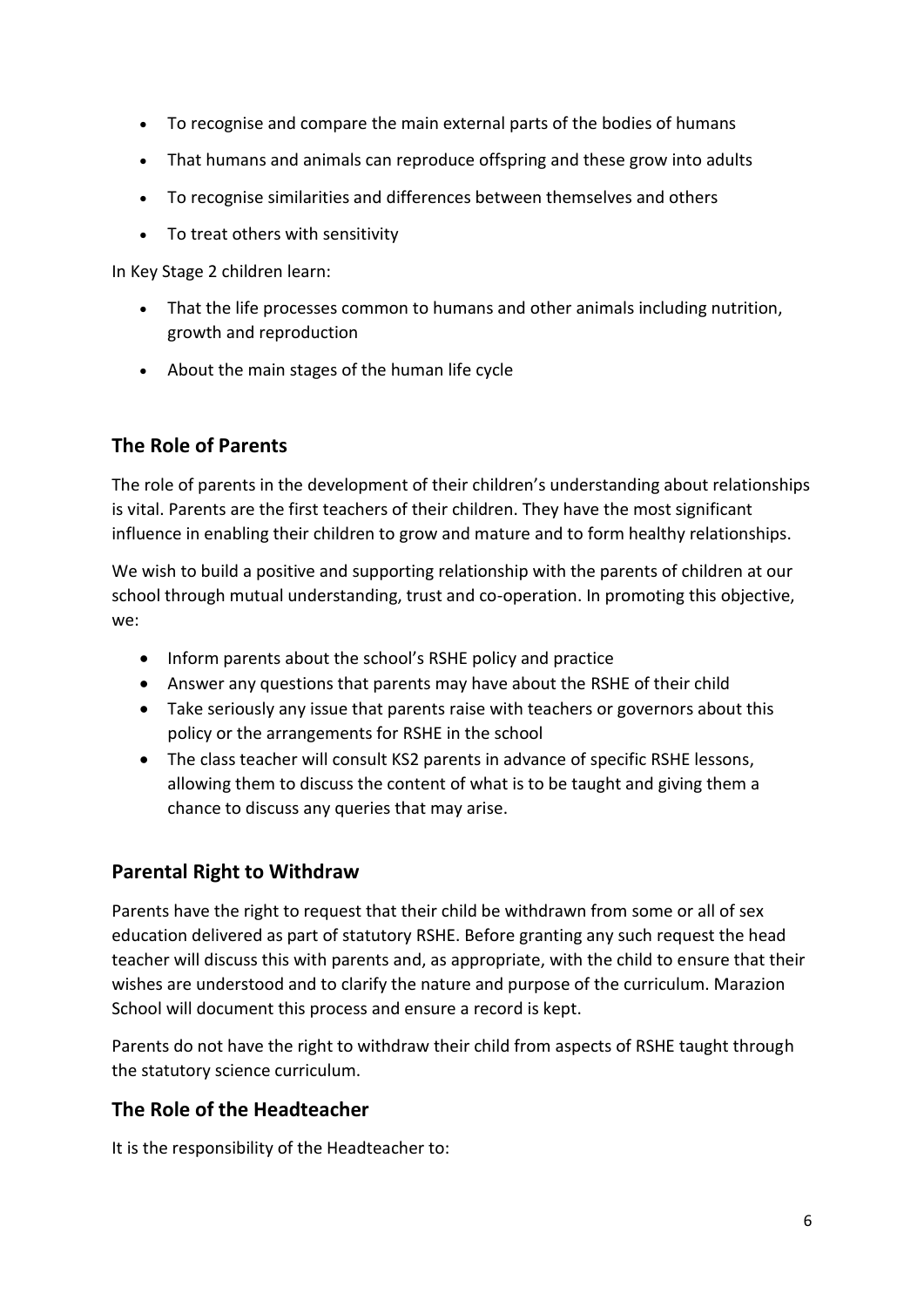- To recognise and compare the main external parts of the bodies of humans
- That humans and animals can reproduce offspring and these grow into adults
- To recognise similarities and differences between themselves and others
- To treat others with sensitivity

In Key Stage 2 children learn:

- That the life processes common to humans and other animals including nutrition, growth and reproduction
- About the main stages of the human life cycle

## The Role of Parents

The role of parents in the development of their children's understanding about relationships is vital. Parents are the first teachers of their children. They have the most significant influence in enabling their children to grow and mature and to form healthy relationships.

We wish to build a positive and supporting relationship with the parents of children at our school through mutual understanding, trust and co-operation. In promoting this objective, we:

- Inform parents about the school's RSHE policy and practice
- Answer any questions that parents may have about the RSHE of their child
- Take seriously any issue that parents raise with teachers or governors about this policy or the arrangements for RSHE in the school
- The class teacher will consult KS2 parents in advance of specific RSHE lessons, allowing them to discuss the content of what is to be taught and giving them a chance to discuss any queries that may arise.

## Parental Right to Withdraw

Parents have the right to request that their child be withdrawn from some or all of sex education delivered as part of statutory RSHE. Before granting any such request the head teacher will discuss this with parents and, as appropriate, with the child to ensure that their wishes are understood and to clarify the nature and purpose of the curriculum. Marazion School will document this process and ensure a record is kept.

Parents do not have the right to withdraw their child from aspects of RSHE taught through the statutory science curriculum.

## The Role of the Headteacher

It is the responsibility of the Headteacher to: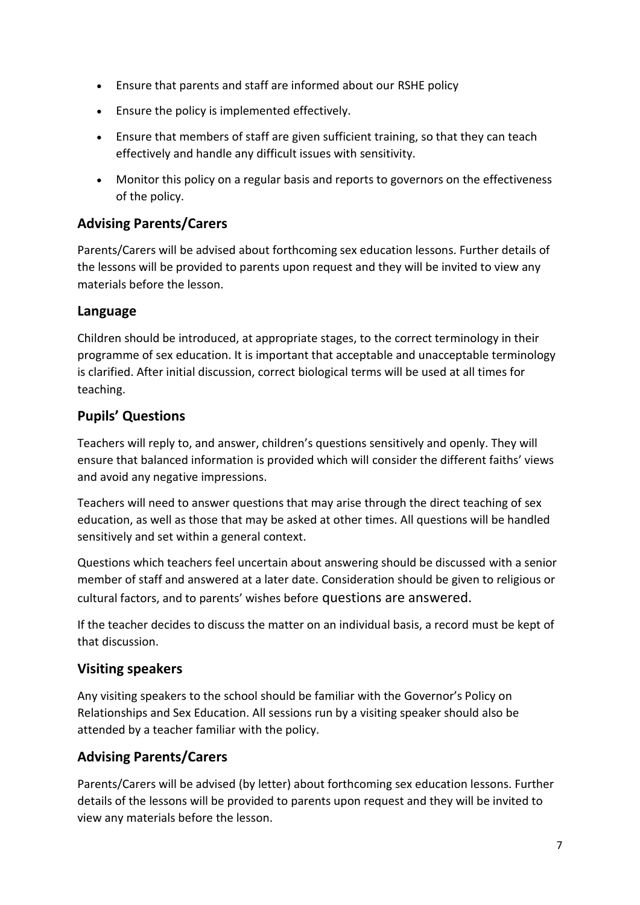- Ensure that parents and staff are informed about our RSHE policy
- Ensure the policy is implemented effectively.
- Ensure that members of staff are given sufficient training, so that they can teach effectively and handle any difficult issues with sensitivity.
- Monitor this policy on a regular basis and reports to governors on the effectiveness of the policy.

## Advising Parents/Carers

Parents/Carers will be advised about forthcoming sex education lessons. Further details of the lessons will be provided to parents upon request and they will be invited to view any materials before the lesson.

## Language

Children should be introduced, at appropriate stages, to the correct terminology in their programme of sex education. It is important that acceptable and unacceptable terminology is clarified. After initial discussion, correct biological terms will be used at all times for teaching.

## Pupils' Questions

Teachers will reply to, and answer, children's questions sensitively and openly. They will ensure that balanced information is provided which will consider the different faiths' views and avoid any negative impressions.

Teachers will need to answer questions that may arise through the direct teaching of sex education, as well as those that may be asked at other times. All questions will be handled sensitively and set within a general context.

Questions which teachers feel uncertain about answering should be discussed with a senior member of staff and answered at a later date. Consideration should be given to religious or cultural factors, and to parents' wishes before questions are answered.

If the teacher decides to discuss the matter on an individual basis, a record must be kept of that discussion.

## Visiting speakers

Any visiting speakers to the school should be familiar with the Governor's Policy on Relationships and Sex Education. All sessions run by a visiting speaker should also be attended by a teacher familiar with the policy.

## Advising Parents/Carers

Parents/Carers will be advised (by letter) about forthcoming sex education lessons. Further details of the lessons will be provided to parents upon request and they will be invited to view any materials before the lesson.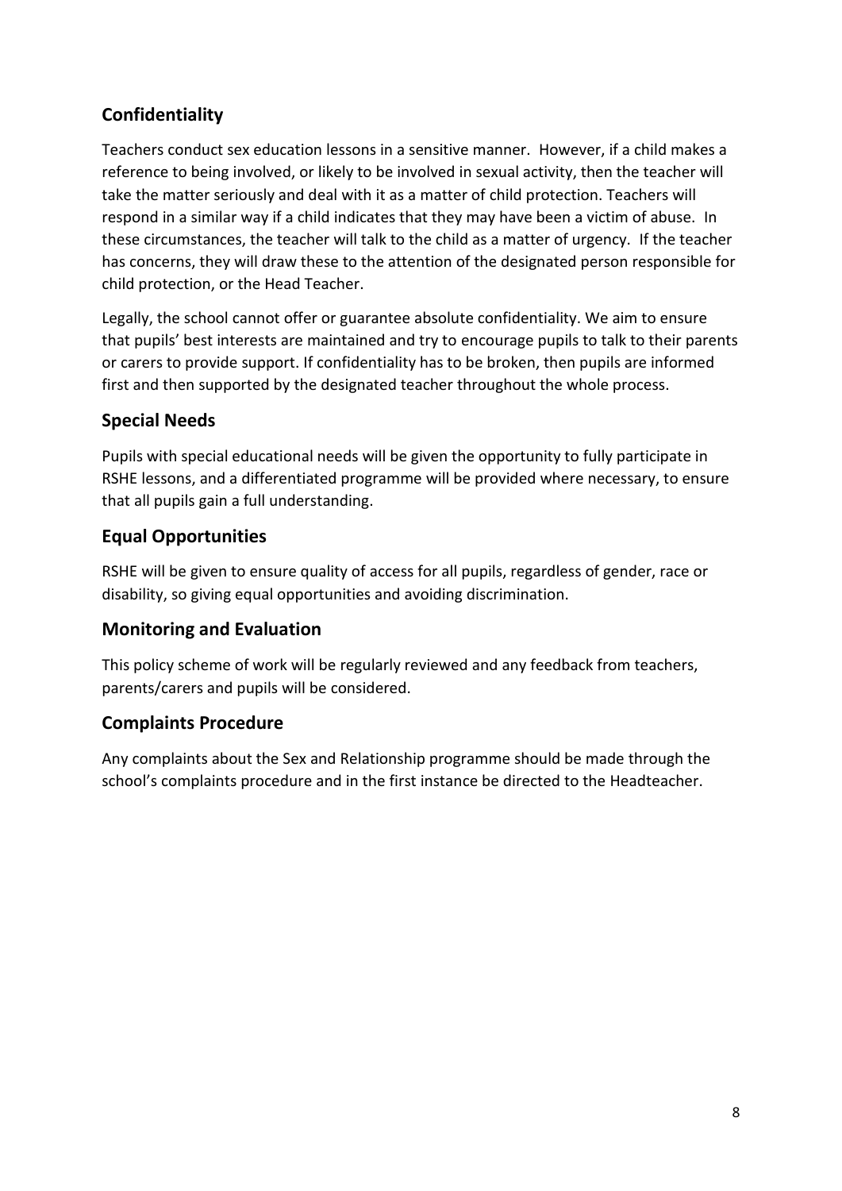## Confidentiality

Teachers conduct sex education lessons in a sensitive manner. However, if a child makes a reference to being involved, or likely to be involved in sexual activity, then the teacher will take the matter seriously and deal with it as a matter of child protection. Teachers will respond in a similar way if a child indicates that they may have been a victim of abuse. In these circumstances, the teacher will talk to the child as a matter of urgency. If the teacher has concerns, they will draw these to the attention of the designated person responsible for child protection, or the Head Teacher.

Legally, the school cannot offer or guarantee absolute confidentiality. We aim to ensure that pupils' best interests are maintained and try to encourage pupils to talk to their parents or carers to provide support. If confidentiality has to be broken, then pupils are informed first and then supported by the designated teacher throughout the whole process.

## Special Needs

Pupils with special educational needs will be given the opportunity to fully participate in RSHE lessons, and a differentiated programme will be provided where necessary, to ensure that all pupils gain a full understanding.

## Equal Opportunities

RSHE will be given to ensure quality of access for all pupils, regardless of gender, race or disability, so giving equal opportunities and avoiding discrimination.

## Monitoring and Evaluation

This policy scheme of work will be regularly reviewed and any feedback from teachers, parents/carers and pupils will be considered.

## Complaints Procedure

Any complaints about the Sex and Relationship programme should be made through the school's complaints procedure and in the first instance be directed to the Headteacher.